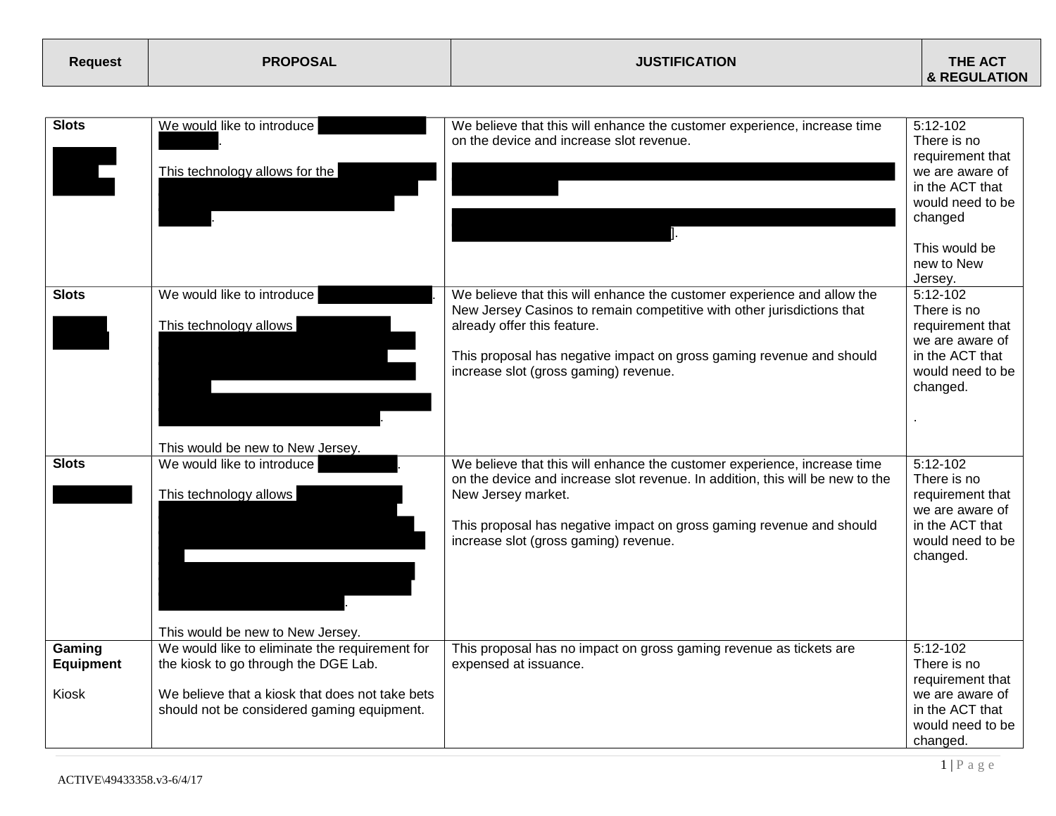| Request | PROPOSAL | JUSTIFICATION | THE ACT & REGULATION |
|---|---|---|---|
| Slots | We would like to introduce [REDACTED].<br><br>This technology allows for the [REDACTED]. | We believe that this will enhance the customer experience, increase time on the device and increase slot revenue.<br><br>[REDACTED]<br><br>[REDACTED]]. | 5:12-102<br>There is no requirement that we are aware of in the ACT that would need to be changed<br><br>This would be new to New Jersey. |
| Slots | We would like to introduce [REDACTED].<br><br>This technology allows [REDACTED].<br><br>This would be new to New Jersey. | We believe that this will enhance the customer experience and allow the New Jersey Casinos to remain competitive with other jurisdictions that already offer this feature.<br><br>This proposal has negative impact on gross gaming revenue and should increase slot (gross gaming) revenue. | 5:12-102<br>There is no requirement that we are aware of in the ACT that would need to be changed.<br><br>. |
| Slots | We would like to introduce [REDACTED].<br><br>This technology allows [REDACTED].<br><br>This would be new to New Jersey. | We believe that this will enhance the customer experience, increase time on the device and increase slot revenue. In addition, this will be new to the New Jersey market.<br><br>This proposal has negative impact on gross gaming revenue and should increase slot (gross gaming) revenue. | 5:12-102<br>There is no requirement that we are aware of in the ACT that would need to be changed. |
| Gaming Equipment<br><br>Kiosk | We would like to eliminate the requirement for the kiosk to go through the DGE Lab.<br><br>We believe that a kiosk that does not take bets should not be considered gaming equipment. | This proposal has no impact on gross gaming revenue as tickets are expensed at issuance. | 5:12-102<br>There is no requirement that we are aware of in the ACT that would need to be changed. |

ACTIVE\49433358.v3-6/4/17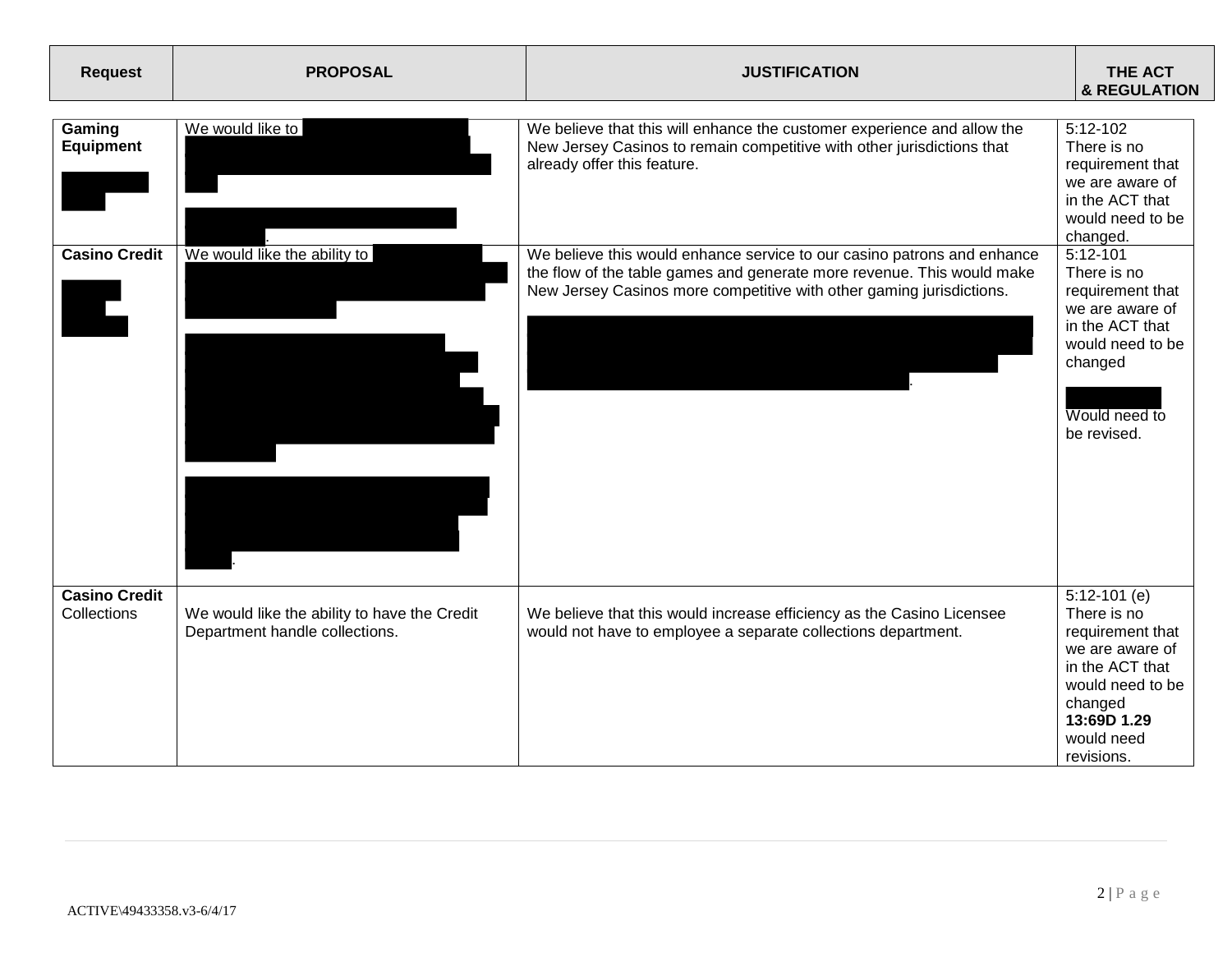| Request | PROPOSAL | JUSTIFICATION | THE ACT & REGULATION |
|---|---|---|---|
| **Gaming Equipment** | We would like to . | We believe that this will enhance the customer experience and allow the New Jersey Casinos to remain competitive with other jurisdictions that already offer this feature. | 5:12-102 There is no requirement that we are aware of in the ACT that would need to be changed. |
| **Casino Credit** | We would like the ability to . | We believe this would enhance service to our casino patrons and enhance the flow of the table games and generate more revenue. This would make New Jersey Casinos more competitive with other gaming jurisdictions. . | 5:12-101 There is no requirement that we are aware of in the ACT that would need to be changed Would need to be revised. |
| **Casino Credit** Collections | We would like the ability to have the Credit Department handle collections. | We believe that this would increase efficiency as the Casino Licensee would not have to employee a separate collections department. | 5:12-101 (e) There is no requirement that we are aware of in the ACT that would need to be changed **13:69D 1.29** would need revisions. |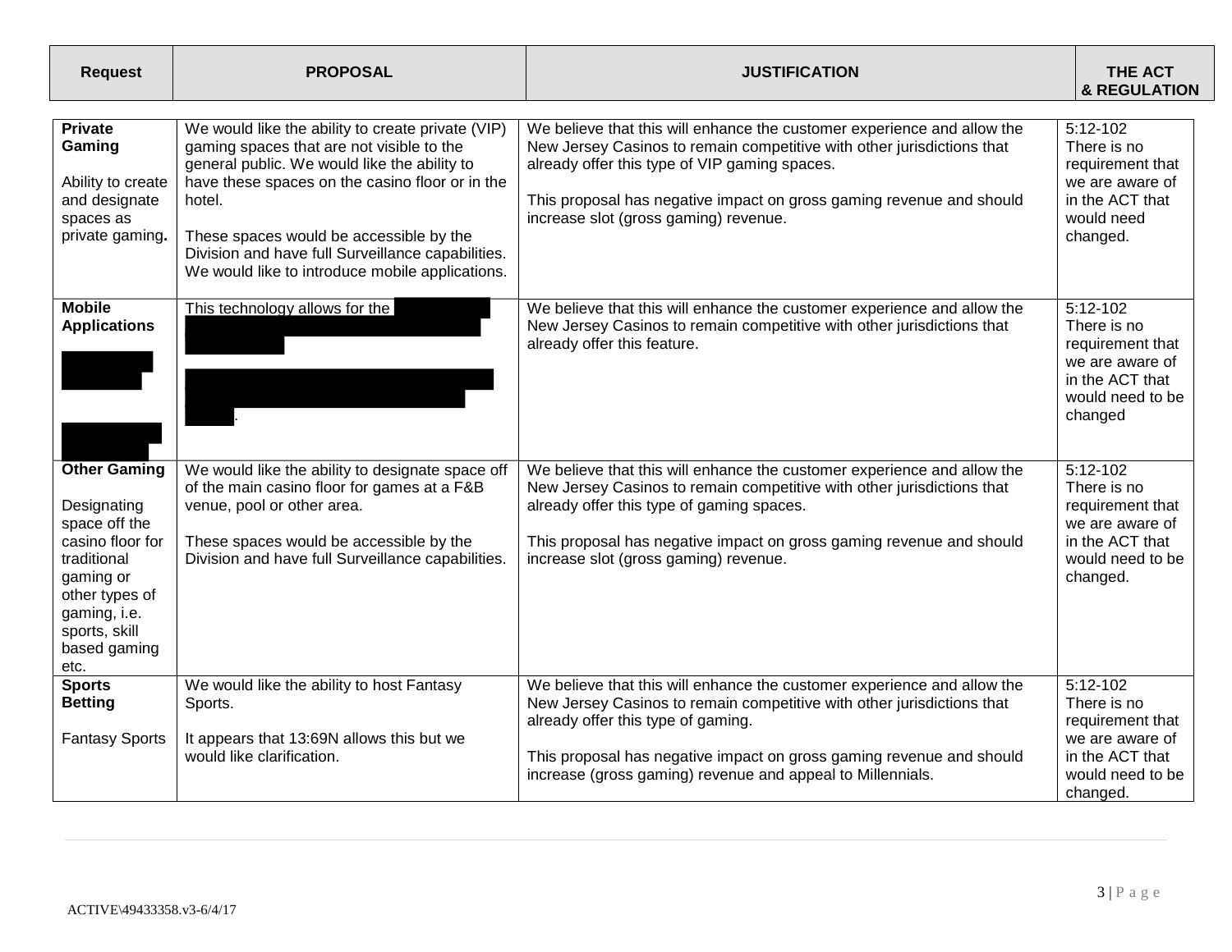| Request | PROPOSAL | JUSTIFICATION | THE ACT & REGULATION |
|---|---|---|---|
| **Private Gaming**<br><br>Ability to create and designate spaces as private gaming**.** | We would like the ability to create private (VIP) gaming spaces that are not visible to the general public. We would like the ability to have these spaces on the casino floor or in the hotel.<br><br>These spaces would be accessible by the Division and have full Surveillance capabilities. We would like to introduce mobile applications. | We believe that this will enhance the customer experience and allow the New Jersey Casinos to remain competitive with other jurisdictions that already offer this type of VIP gaming spaces.<br><br>This proposal has negative impact on gross gaming revenue and should increase slot (gross gaming) revenue. | 5:12-102<br>There is no requirement that we are aware of in the ACT that would need changed. |
| **Mobile Applications** | This technology allows for the | We believe that this will enhance the customer experience and allow the New Jersey Casinos to remain competitive with other jurisdictions that already offer this feature. | 5:12-102<br>There is no requirement that we are aware of in the ACT that would need to be changed |
| **Other Gaming**<br><br>Designating space off the casino floor for traditional gaming or other types of gaming, i.e. sports, skill based gaming etc. | We would like the ability to designate space off of the main casino floor for games at a F&B venue, pool or other area.<br><br>These spaces would be accessible by the Division and have full Surveillance capabilities. | We believe that this will enhance the customer experience and allow the New Jersey Casinos to remain competitive with other jurisdictions that already offer this type of gaming spaces.<br><br>This proposal has negative impact on gross gaming revenue and should increase slot (gross gaming) revenue. | 5:12-102<br>There is no requirement that we are aware of in the ACT that would need to be changed. |
| **Sports Betting**<br><br>Fantasy Sports | We would like the ability to host Fantasy Sports.<br><br>It appears that 13:69N allows this but we would like clarification. | We believe that this will enhance the customer experience and allow the New Jersey Casinos to remain competitive with other jurisdictions that already offer this type of gaming.<br><br>This proposal has negative impact on gross gaming revenue and should increase (gross gaming) revenue and appeal to Millennials. | 5:12-102<br>There is no requirement that we are aware of in the ACT that would need to be changed. |

ACTIVE\49433358.v3-6/4/17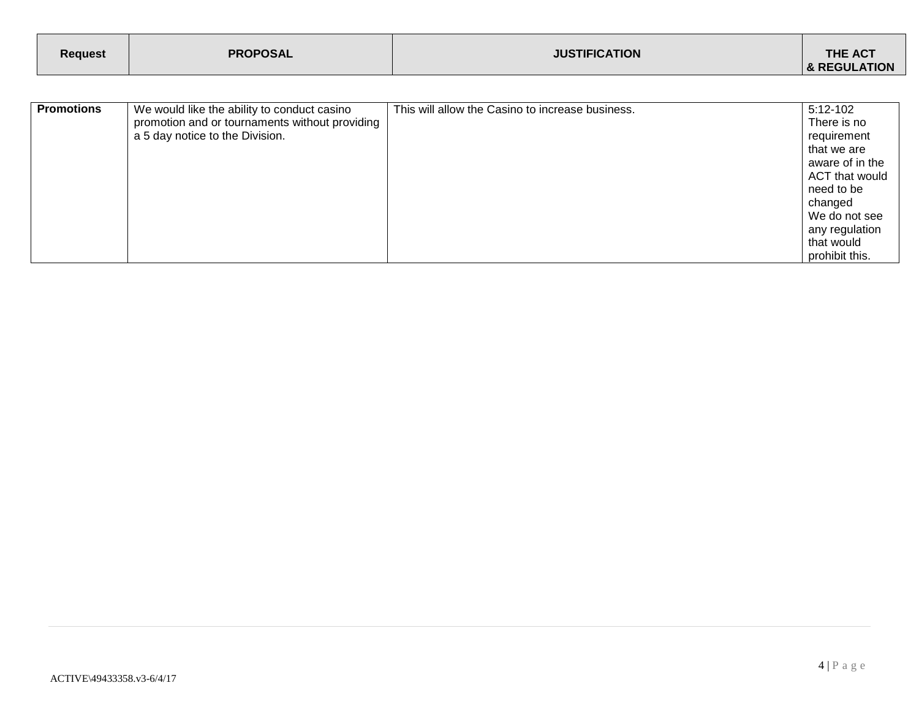| Request | PROPOSAL | JUSTIFICATION | THE ACT & REGULATION |
|---|---|---|---|
| **Promotions** | We would like the ability to conduct casino promotion and or tournaments without providing a 5 day notice to the Division. | This will allow the Casino to increase business. | 5:12-102 There is no requirement that we are aware of in the ACT that would need to be changed We do not see any regulation that would prohibit this. |

ACTIVE\49433358.v3-6/4/17